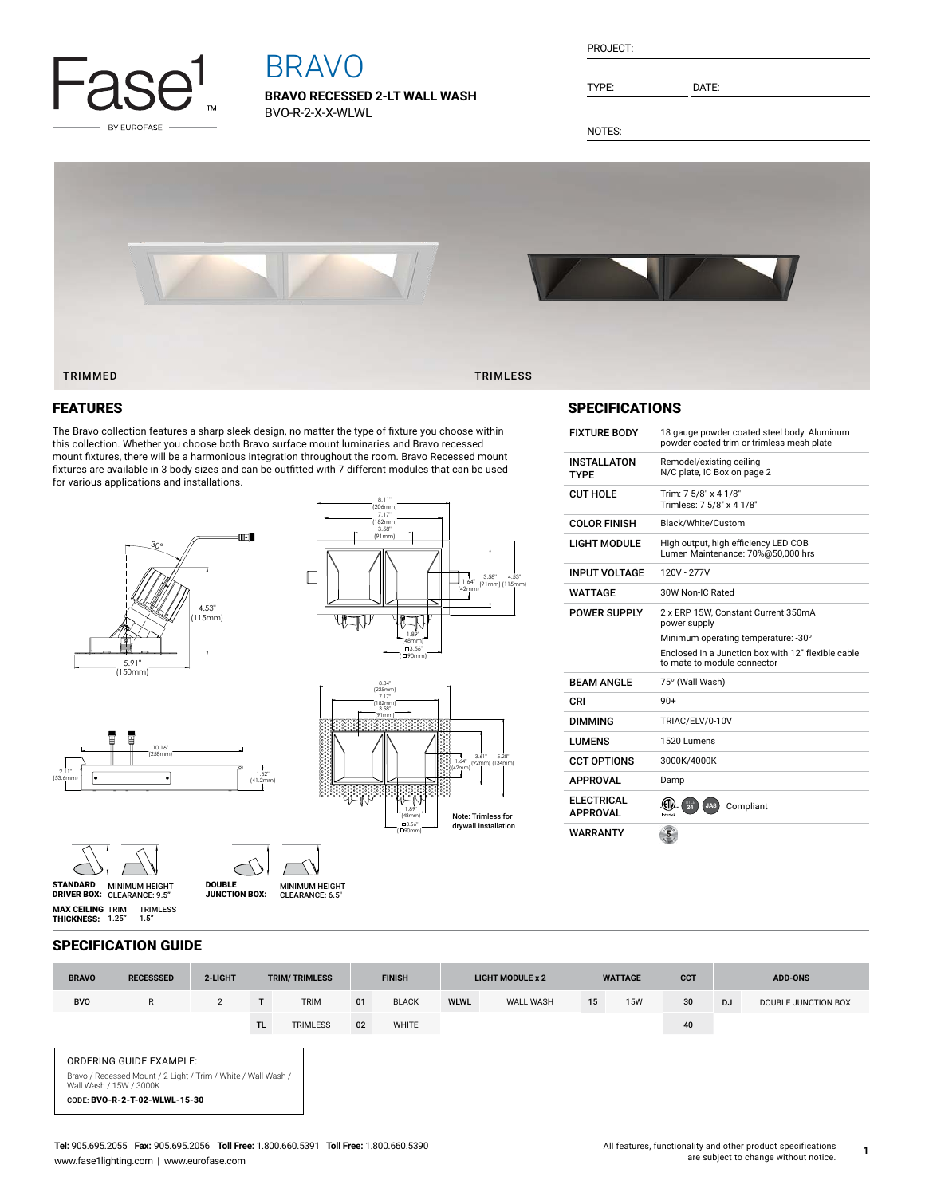# BRAVO

**BRAVO RECESSED 2-LT WALL WASH**
BVO-R-2-X-X-WLWL

PROJECT:

TYPE: DATE:

NOTES:

TRIMMED TRIMLESS

## FEATURES

The Bravo collection features a sharp sleek design, no matter the type of fixture you choose within this collection. Whether you choose both Bravo surface mount luminaries and Bravo recessed mount fixtures, there will be a harmonious integration throughout the room. Bravo Recessed mount fixtures are available in 3 body sizes and can be outfitted with 7 different modules that can be used for various applications and installations.

Note: Trimless for drywall installation

**STANDARD DRIVER BOX:** MINIMUM HEIGHT CLEARANCE: 9.5"

**DOUBLE JUNCTION BOX:** MINIMUM HEIGHT CLEARANCE: 6.5"

**MAX CEILING THICKNESS:** TRIM 1.25" TRIMLESS 1.5"

## SPECIFICATIONS

| | |
|---|---|
| FIXTURE BODY | 18 gauge powder coated steel body. Aluminum powder coated trim or trimless mesh plate |
| INSTALLATON TYPE | Remodel/existing ceiling<br>N/C plate, IC Box on page 2 |
| CUT HOLE | Trim: 7 5/8" x 4 1/8"<br>Trimless: 7 5/8" x 4 1/8" |
| COLOR FINISH | Black/White/Custom |
| LIGHT MODULE | High output, high efficiency LED COB<br>Lumen Maintenance: 70%@50,000 hrs |
| INPUT VOLTAGE | 120V - 277V |
| WATTAGE | 30W Non-IC Rated |
| POWER SUPPLY | 2 x ERP 15W, Constant Current 350mA power supply<br>Minimum operating temperature: -30°<br>Enclosed in a Junction box with 12" flexible cable to mate to module connector |
| BEAM ANGLE | 75° (Wall Wash) |
| CRI | 90+ |
| DIMMING | TRIAC/ELV/0-10V |
| LUMENS | 1520 Lumens |
| CCT OPTIONS | 3000K/4000K |
| APPROVAL | Damp |
| ELECTRICAL APPROVAL | Compliant |
| WARRANTY | |

## SPECIFICATION GUIDE

| BRAVO | RECESSSED | 2-LIGHT | TRIM/ TRIMLESS | | FINISH | | LIGHT MODULE x 2 | | WATTAGE | | CCT | ADD-ONS | |
|---|---|---|---|---|---|---|---|---|---|---|---|---|---|
| BVO | R | 2 | T | TRIM | 01 | BLACK | WLWL | WALL WASH | 15 | 15W | 30 | DJ | DOUBLE JUNCTION BOX |
| | | | TL | TRIMLESS | 02 | WHITE | | | | | 40 | | |

ORDERING GUIDE EXAMPLE:

Bravo / Recessed Mount / 2-Light / Trim / White / Wall Wash / Wall Wash / 15W / 3000K

CODE: **BVO-R-2-T-02-WLWL-15-30**

**Tel:** 905.695.2055 **Fax:** 905.695.2056 **Toll Free:** 1.800.660.5391 **Toll Free:** 1.800.660.5390
www.fase1lighting.com | www.eurofase.com

All features, functionality and other product specifications are subject to change without notice.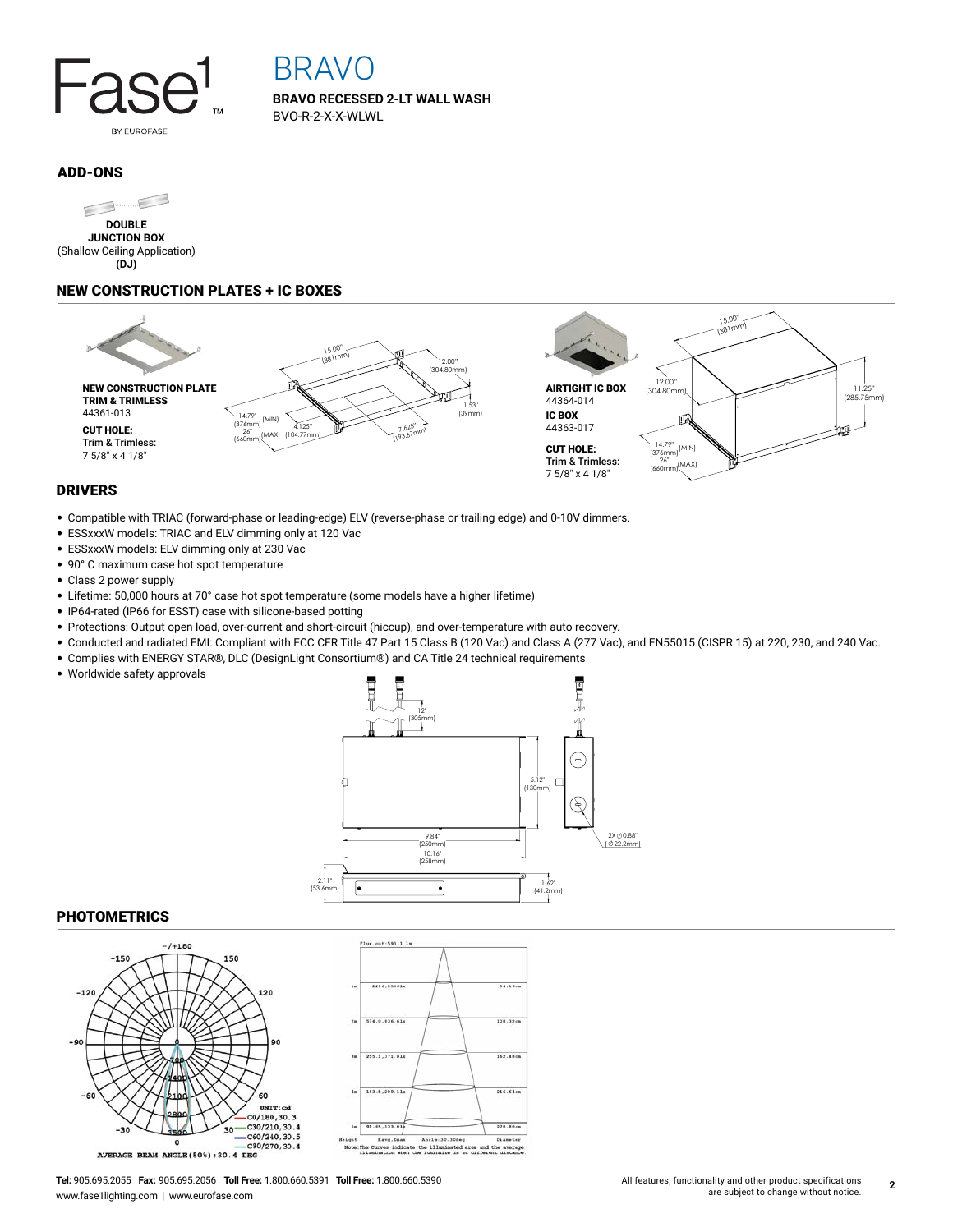# BRAVO

**BRAVO RECESSED 2-LT WALL WASH**

BVO-R-2-X-X-WLWL

## ADD-ONS

**DOUBLE JUNCTION BOX**
(Shallow Ceiling Application)
**(DJ)**

## NEW CONSTRUCTION PLATES + IC BOXES

**NEW CONSTRUCTION PLATE TRIM & TRIMLESS**
44361-013

**CUT HOLE:**
Trim & Trimless:
7 5/8" x 4 1/8"

15.00" (381mm)
12.00" (304.80mm)
1.53" (39mm)
14.79" (376mm) (MIN)
26" (660mm) (MAX)
4.125" (104.77mm)
7.625" (193.67mm)

**AIRTIGHT IC BOX**
44364-014

**IC BOX**
44363-017

**CUT HOLE:**
Trim & Trimless:
7 5/8" x 4 1/8"

15.00" (381mm)
12.00" (304.80mm)
11.25" (285.75mm)
14.79" (376mm) (MIN)
26" (660mm) (MAX)

## DRIVERS

- Compatible with TRIAC (forward-phase or leading-edge) ELV (reverse-phase or trailing edge) and 0-10V dimmers.
- ESSxxxW models: TRIAC and ELV dimming only at 120 Vac
- ESSxxxW models: ELV dimming only at 230 Vac
- 90° C maximum case hot spot temperature
- Class 2 power supply
- Lifetime: 50,000 hours at 70° case hot spot temperature (some models have a higher lifetime)
- IP64-rated (IP66 for ESST) case with silicone-based potting
- Protections: Output open load, over-current and short-circuit (hiccup), and over-temperature with auto recovery.
- Conducted and radiated EMI: Compliant with FCC CFR Title 47 Part 15 Class B (120 Vac) and Class A (277 Vac), and EN55015 (CISPR 15) at 220, 230, and 240 Vac.
- Complies with ENERGY STAR®, DLC (DesignLight Consortium®) and CA Title 24 technical requirements
- Worldwide safety approvals

12" (305mm)
5.12" (130mm)
9.84" (250mm)
10.16" (258mm)
2X ⌀0.88" (⌀22.2mm)
2.11" (53.6mm)
1.62" (41.2mm)

## PHOTOMETRICS

UNIT:cd
C0/180, 30.3
C30/210, 30.4
C60/240, 30.5
C90/270, 30.4
AVERAGE BEAM ANGLE(50%): 30.4 DEG

Flux out: 591.1 lm

| Height | Eavg, Emax | Diameter |
| --- | --- | --- |
| 1m | 2296.3, 3340lx | 54.16cm |
| 2m | 574.0, 836.6lx | 108.32cm |
| 3m | 255.1, 371.8lx | 162.48cm |
| 4m | 143.5, 209.1lx | 216.64cm |
| 5m | 91.85, 133.8lx | 270.80cm |

Angle: 30.30deg

Note: The Curves indicate the illuminated area and the average illumination when the luminaire is at different distance.

**Tel:** 905.695.2055 **Fax:** 905.695.2056 **Toll Free:** 1.800.660.5391 **Toll Free:** 1.800.660.5390
www.fase1lighting.com | www.eurofase.com

All features, functionality and other product specifications are subject to change without notice.